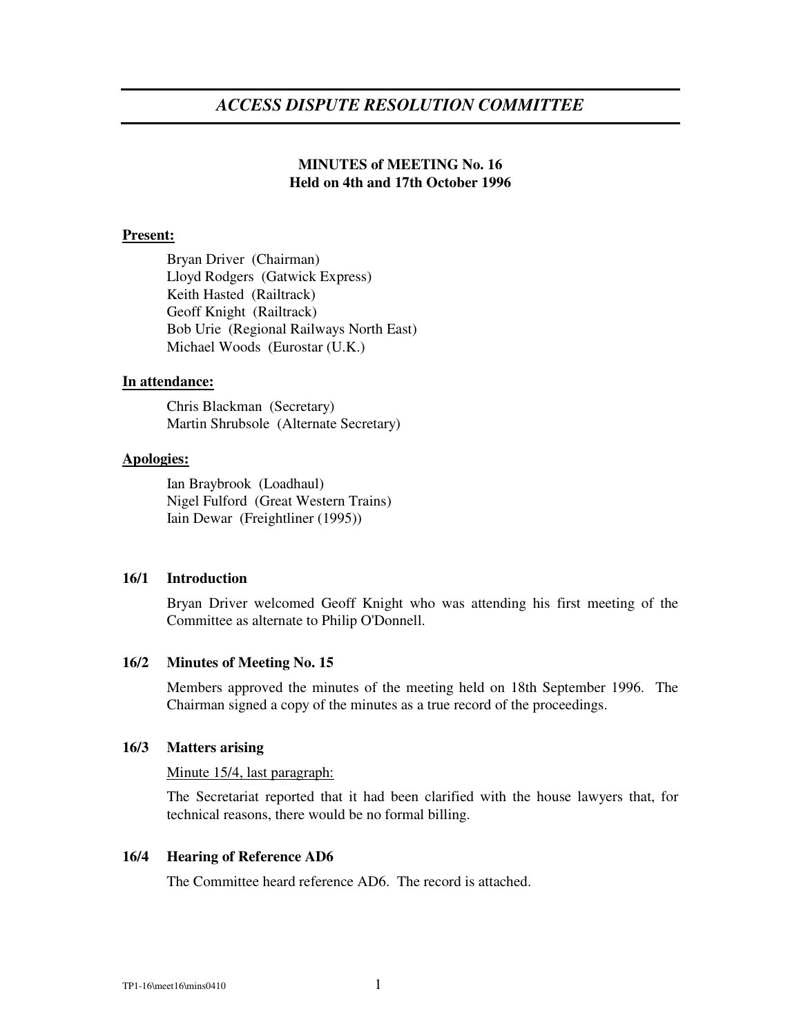# *ACCESS DISPUTE RESOLUTION COMMITTEE*

**MINUTES of MEETING No. 16**
**Held on 4th and 17th October 1996**

**Present:**

Bryan Driver (Chairman)
Lloyd Rodgers (Gatwick Express)
Keith Hasted (Railtrack)
Geoff Knight (Railtrack)
Bob Urie (Regional Railways North East)
Michael Woods (Eurostar (U.K.)

**In attendance:**

Chris Blackman (Secretary)
Martin Shrubsole (Alternate Secretary)

**Apologies:**

Ian Braybrook (Loadhaul)
Nigel Fulford (Great Western Trains)
Iain Dewar (Freightliner (1995))

### 16/1 Introduction

Bryan Driver welcomed Geoff Knight who was attending his first meeting of the Committee as alternate to Philip O'Donnell.

### 16/2 Minutes of Meeting No. 15

Members approved the minutes of the meeting held on 18th September 1996. The Chairman signed a copy of the minutes as a true record of the proceedings.

### 16/3 Matters arising

Minute 15/4, last paragraph:

The Secretariat reported that it had been clarified with the house lawyers that, for technical reasons, there would be no formal billing.

### 16/4 Hearing of Reference AD6

The Committee heard reference AD6. The record is attached.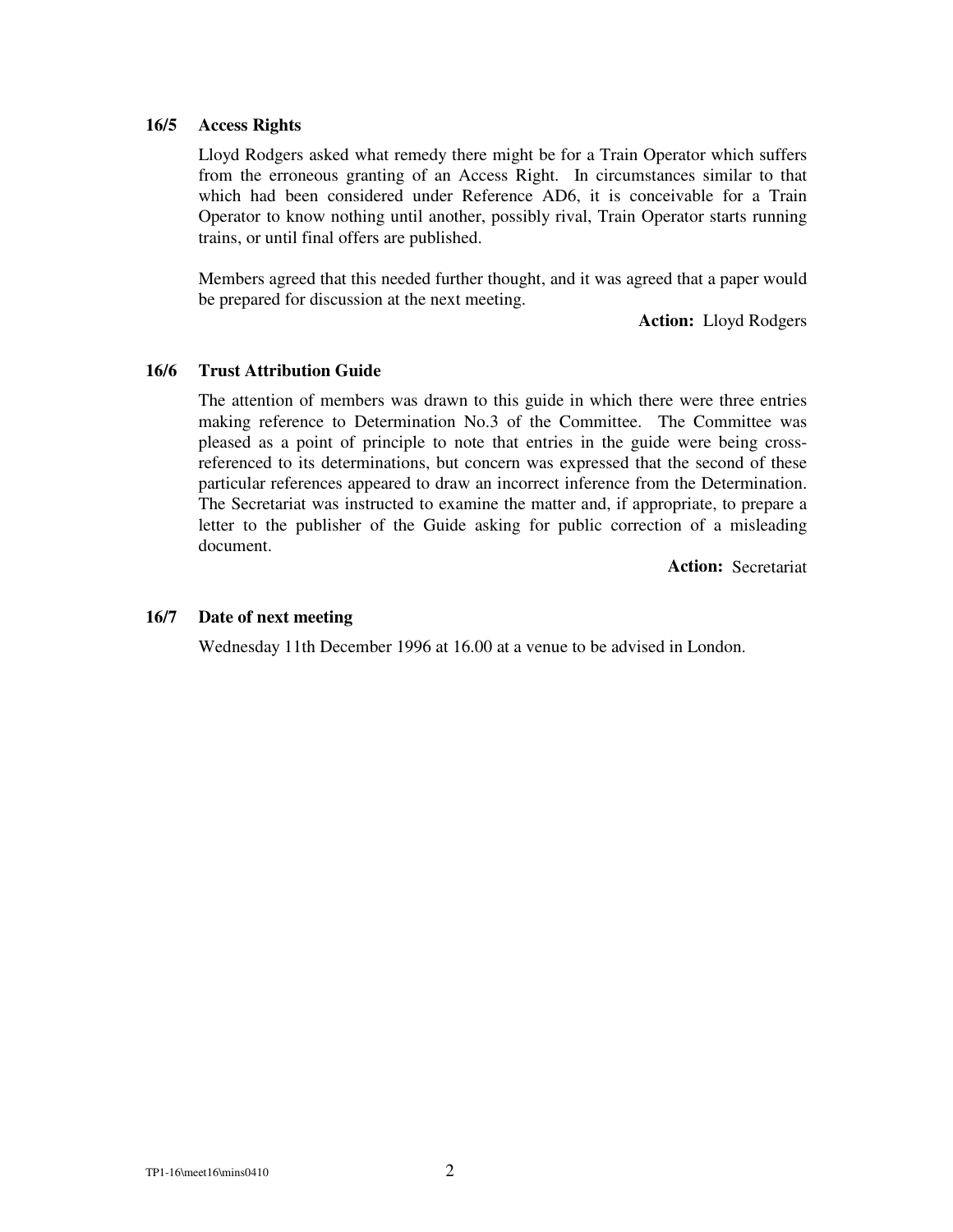**16/5 Access Rights**

Lloyd Rodgers asked what remedy there might be for a Train Operator which suffers from the erroneous granting of an Access Right. In circumstances similar to that which had been considered under Reference AD6, it is conceivable for a Train Operator to know nothing until another, possibly rival, Train Operator starts running trains, or until final offers are published.

Members agreed that this needed further thought, and it was agreed that a paper would be prepared for discussion at the next meeting.

**Action:** Lloyd Rodgers

**16/6 Trust Attribution Guide**

The attention of members was drawn to this guide in which there were three entries making reference to Determination No.3 of the Committee. The Committee was pleased as a point of principle to note that entries in the guide were being cross-referenced to its determinations, but concern was expressed that the second of these particular references appeared to draw an incorrect inference from the Determination. The Secretariat was instructed to examine the matter and, if appropriate, to prepare a letter to the publisher of the Guide asking for public correction of a misleading document.

**Action:** Secretariat

**16/7 Date of next meeting**

Wednesday 11th December 1996 at 16.00 at a venue to be advised in London.

TP1-16\meet16\mins0410